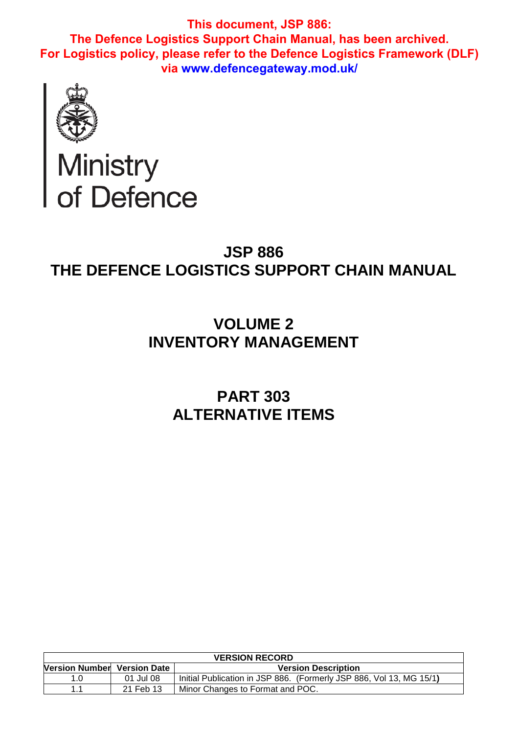**This document, JSP 886:**
**The Defence Logistics Support Chain Manual, has been archived.**
**For Logistics policy, please refer to the Defence Logistics Framework (DLF) via www.defencegateway.mod.uk/**

Ministry of Defence

# JSP 886
# THE DEFENCE LOGISTICS SUPPORT CHAIN MANUAL

## VOLUME 2
## INVENTORY MANAGEMENT

## PART 303
## ALTERNATIVE ITEMS

| VERSION RECORD | | |
|---|---|---|
| **Version Number** | **Version Date** | **Version Description** |
| 1.0 | 01 Jul 08 | Initial Publication in JSP 886. (Formerly JSP 886, Vol 13, MG 15/1) |
| 1.1 | 21 Feb 13 | Minor Changes to Format and POC. |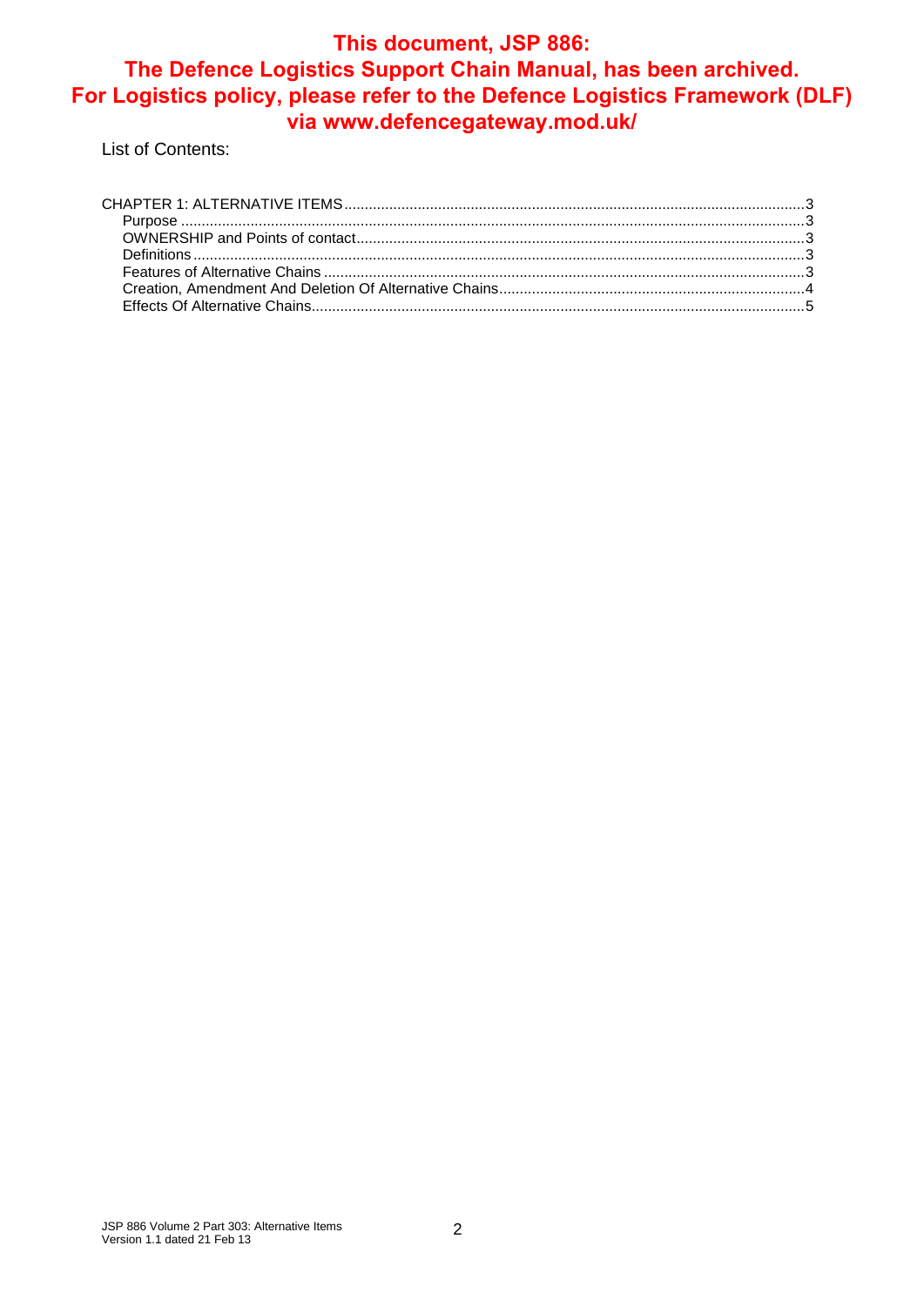**This document, JSP 886: The Defence Logistics Support Chain Manual, has been archived. For Logistics policy, please refer to the Defence Logistics Framework (DLF) via www.defencegateway.mod.uk/**

List of Contents:

CHAPTER 1: ALTERNATIVE ITEMS ........ 3
- Purpose ........ 3
- OWNERSHIP and Points of contact ........ 3
- Definitions ........ 3
- Features of Alternative Chains ........ 3
- Creation, Amendment And Deletion Of Alternative Chains ........ 4
- Effects Of Alternative Chains ........ 5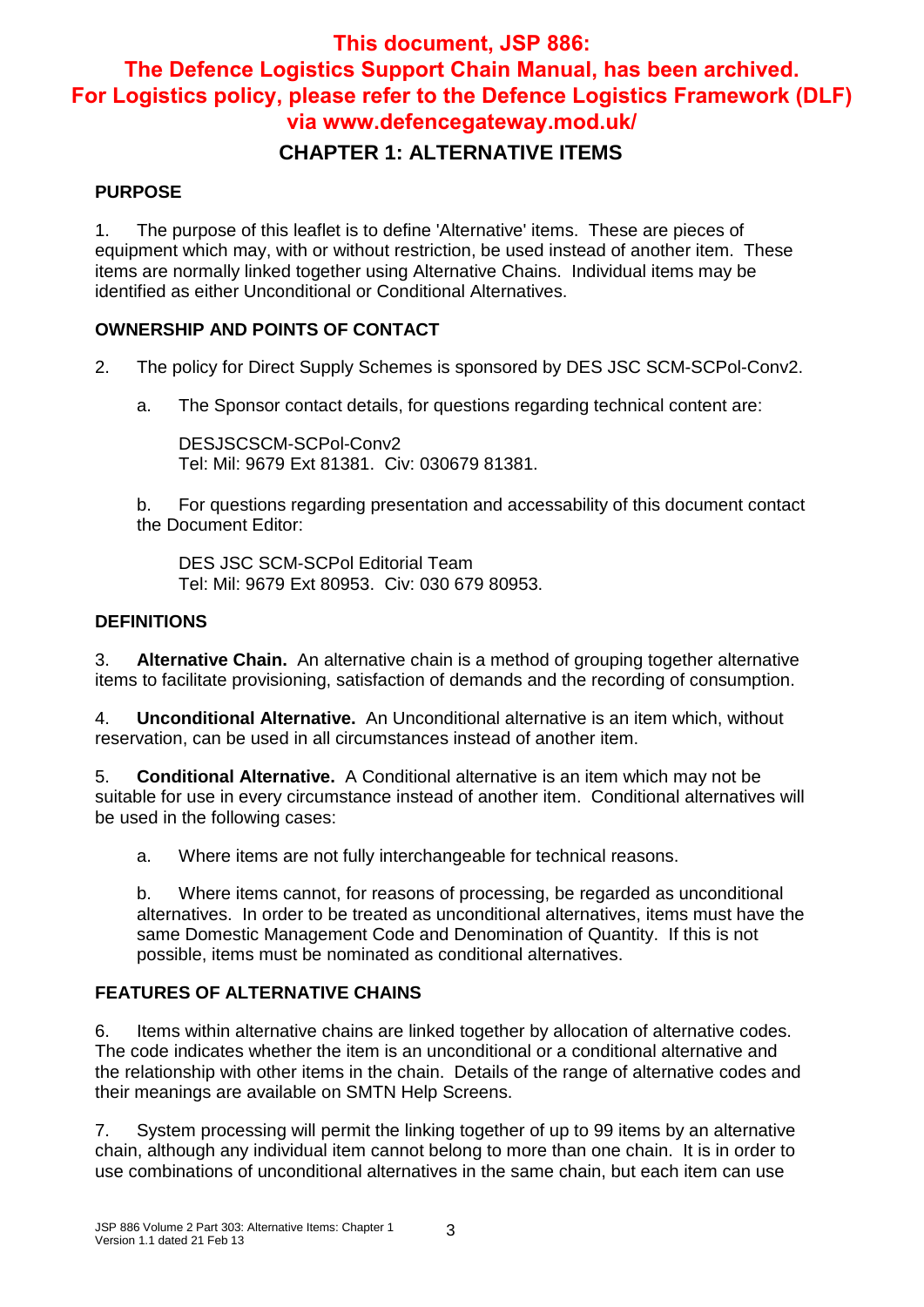**This document, JSP 886: The Defence Logistics Support Chain Manual, has been archived. For Logistics policy, please refer to the Defence Logistics Framework (DLF) via www.defencegateway.mod.uk/**

# CHAPTER 1: ALTERNATIVE ITEMS

## PURPOSE

1. The purpose of this leaflet is to define 'Alternative' items. These are pieces of equipment which may, with or without restriction, be used instead of another item. These items are normally linked together using Alternative Chains. Individual items may be identified as either Unconditional or Conditional Alternatives.

## OWNERSHIP AND POINTS OF CONTACT

2. The policy for Direct Supply Schemes is sponsored by DES JSC SCM-SCPol-Conv2.

   a. The Sponsor contact details, for questions regarding technical content are:

      DESJSCSCM-SCPol-Conv2
      Tel: Mil: 9679 Ext 81381. Civ: 030679 81381.

   b. For questions regarding presentation and accessability of this document contact the Document Editor:

      DES JSC SCM-SCPol Editorial Team
      Tel: Mil: 9679 Ext 80953. Civ: 030 679 80953.

## DEFINITIONS

3. **Alternative Chain.** An alternative chain is a method of grouping together alternative items to facilitate provisioning, satisfaction of demands and the recording of consumption.

4. **Unconditional Alternative.** An Unconditional alternative is an item which, without reservation, can be used in all circumstances instead of another item.

5. **Conditional Alternative.** A Conditional alternative is an item which may not be suitable for use in every circumstance instead of another item. Conditional alternatives will be used in the following cases:

   a. Where items are not fully interchangeable for technical reasons.

   b. Where items cannot, for reasons of processing, be regarded as unconditional alternatives. In order to be treated as unconditional alternatives, items must have the same Domestic Management Code and Denomination of Quantity. If this is not possible, items must be nominated as conditional alternatives.

## FEATURES OF ALTERNATIVE CHAINS

6. Items within alternative chains are linked together by allocation of alternative codes. The code indicates whether the item is an unconditional or a conditional alternative and the relationship with other items in the chain. Details of the range of alternative codes and their meanings are available on SMTN Help Screens.

7. System processing will permit the linking together of up to 99 items by an alternative chain, although any individual item cannot belong to more than one chain. It is in order to use combinations of unconditional alternatives in the same chain, but each item can use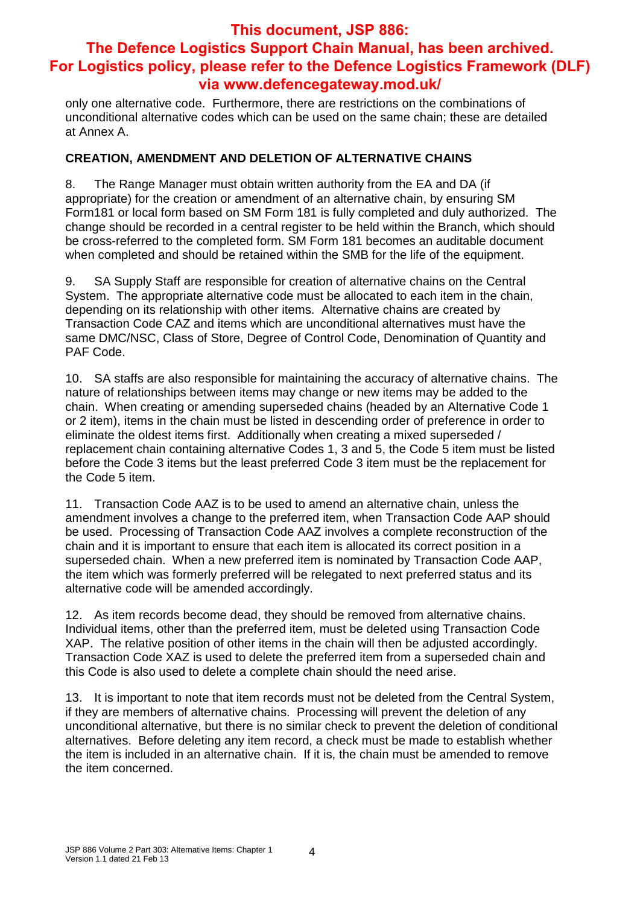only one alternative code. Furthermore, there are restrictions on the combinations of unconditional alternative codes which can be used on the same chain; these are detailed at Annex A.

**CREATION, AMENDMENT AND DELETION OF ALTERNATIVE CHAINS**

8. The Range Manager must obtain written authority from the EA and DA (if appropriate) for the creation or amendment of an alternative chain, by ensuring SM Form181 or local form based on SM Form 181 is fully completed and duly authorized. The change should be recorded in a central register to be held within the Branch, which should be cross-referred to the completed form. SM Form 181 becomes an auditable document when completed and should be retained within the SMB for the life of the equipment.

9. SA Supply Staff are responsible for creation of alternative chains on the Central System. The appropriate alternative code must be allocated to each item in the chain, depending on its relationship with other items. Alternative chains are created by Transaction Code CAZ and items which are unconditional alternatives must have the same DMC/NSC, Class of Store, Degree of Control Code, Denomination of Quantity and PAF Code.

10. SA staffs are also responsible for maintaining the accuracy of alternative chains. The nature of relationships between items may change or new items may be added to the chain. When creating or amending superseded chains (headed by an Alternative Code 1 or 2 item), items in the chain must be listed in descending order of preference in order to eliminate the oldest items first. Additionally when creating a mixed superseded / replacement chain containing alternative Codes 1, 3 and 5, the Code 5 item must be listed before the Code 3 items but the least preferred Code 3 item must be the replacement for the Code 5 item.

11. Transaction Code AAZ is to be used to amend an alternative chain, unless the amendment involves a change to the preferred item, when Transaction Code AAP should be used. Processing of Transaction Code AAZ involves a complete reconstruction of the chain and it is important to ensure that each item is allocated its correct position in a superseded chain. When a new preferred item is nominated by Transaction Code AAP, the item which was formerly preferred will be relegated to next preferred status and its alternative code will be amended accordingly.

12. As item records become dead, they should be removed from alternative chains. Individual items, other than the preferred item, must be deleted using Transaction Code XAP. The relative position of other items in the chain will then be adjusted accordingly. Transaction Code XAZ is used to delete the preferred item from a superseded chain and this Code is also used to delete a complete chain should the need arise.

13. It is important to note that item records must not be deleted from the Central System, if they are members of alternative chains. Processing will prevent the deletion of any unconditional alternative, but there is no similar check to prevent the deletion of conditional alternatives. Before deleting any item record, a check must be made to establish whether the item is included in an alternative chain. If it is, the chain must be amended to remove the item concerned.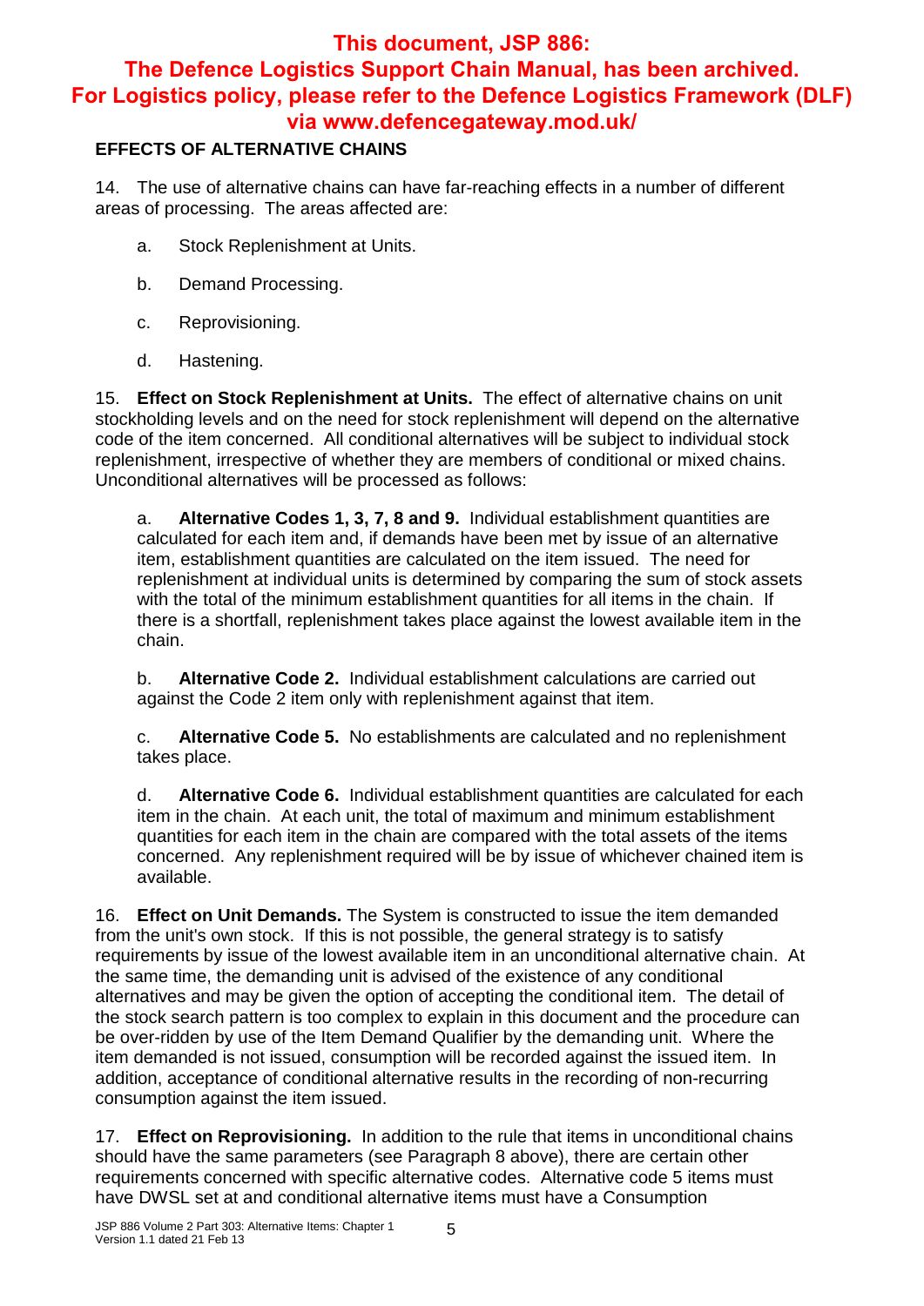**This document, JSP 886: The Defence Logistics Support Chain Manual, has been archived. For Logistics policy, please refer to the Defence Logistics Framework (DLF) via www.defencegateway.mod.uk/**

## EFFECTS OF ALTERNATIVE CHAINS

14. The use of alternative chains can have far-reaching effects in a number of different areas of processing. The areas affected are:

   a. Stock Replenishment at Units.

   b. Demand Processing.

   c. Reprovisioning.

   d. Hastening.

15. **Effect on Stock Replenishment at Units.** The effect of alternative chains on unit stockholding levels and on the need for stock replenishment will depend on the alternative code of the item concerned. All conditional alternatives will be subject to individual stock replenishment, irrespective of whether they are members of conditional or mixed chains. Unconditional alternatives will be processed as follows:

   a. **Alternative Codes 1, 3, 7, 8 and 9.** Individual establishment quantities are calculated for each item and, if demands have been met by issue of an alternative item, establishment quantities are calculated on the item issued. The need for replenishment at individual units is determined by comparing the sum of stock assets with the total of the minimum establishment quantities for all items in the chain. If there is a shortfall, replenishment takes place against the lowest available item in the chain.

   b. **Alternative Code 2.** Individual establishment calculations are carried out against the Code 2 item only with replenishment against that item.

   c. **Alternative Code 5.** No establishments are calculated and no replenishment takes place.

   d. **Alternative Code 6.** Individual establishment quantities are calculated for each item in the chain. At each unit, the total of maximum and minimum establishment quantities for each item in the chain are compared with the total assets of the items concerned. Any replenishment required will be by issue of whichever chained item is available.

16. **Effect on Unit Demands.** The System is constructed to issue the item demanded from the unit's own stock. If this is not possible, the general strategy is to satisfy requirements by issue of the lowest available item in an unconditional alternative chain. At the same time, the demanding unit is advised of the existence of any conditional alternatives and may be given the option of accepting the conditional item. The detail of the stock search pattern is too complex to explain in this document and the procedure can be over-ridden by use of the Item Demand Qualifier by the demanding unit. Where the item demanded is not issued, consumption will be recorded against the issued item. In addition, acceptance of conditional alternative results in the recording of non-recurring consumption against the item issued.

17. **Effect on Reprovisioning.** In addition to the rule that items in unconditional chains should have the same parameters (see Paragraph 8 above), there are certain other requirements concerned with specific alternative codes. Alternative code 5 items must have DWSL set at and conditional alternative items must have a Consumption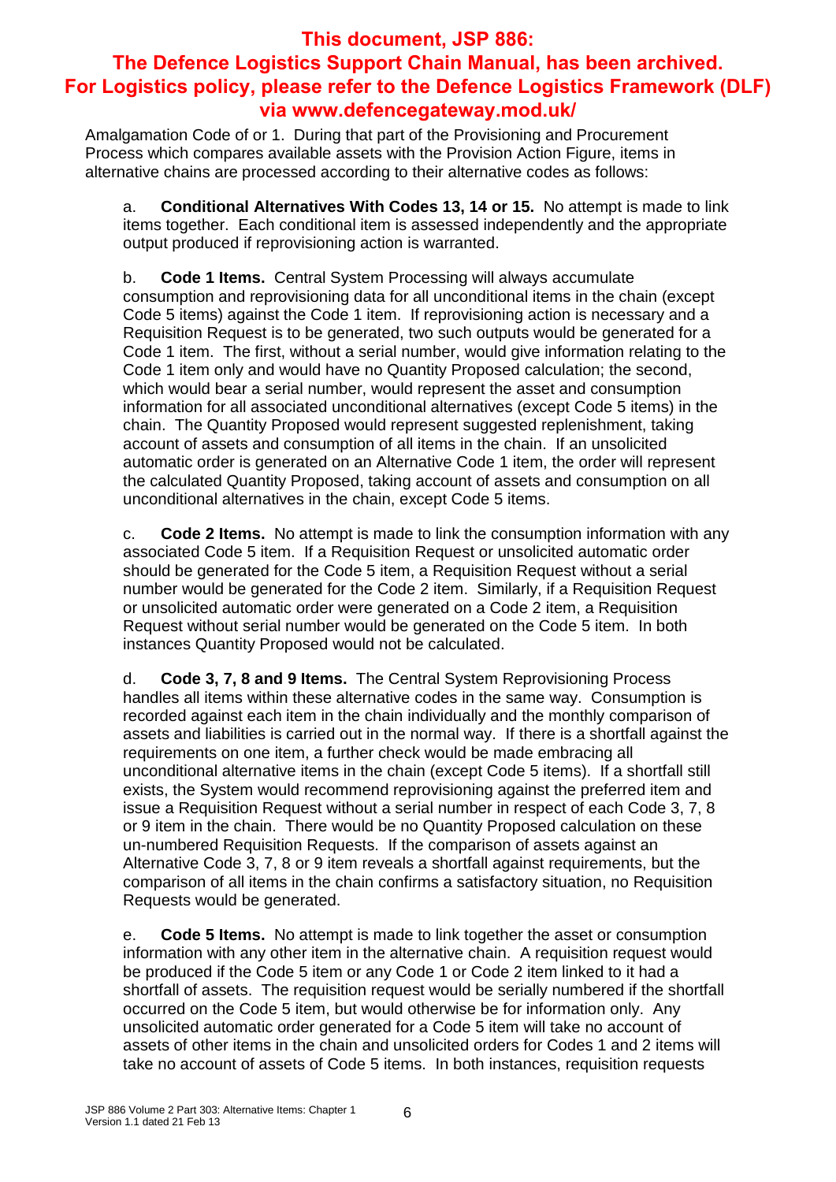**This document, JSP 886: The Defence Logistics Support Chain Manual, has been archived. For Logistics policy, please refer to the Defence Logistics Framework (DLF) via www.defencegateway.mod.uk/**

Amalgamation Code of or 1. During that part of the Provisioning and Procurement Process which compares available assets with the Provision Action Figure, items in alternative chains are processed according to their alternative codes as follows:

a. **Conditional Alternatives With Codes 13, 14 or 15.** No attempt is made to link items together. Each conditional item is assessed independently and the appropriate output produced if reprovisioning action is warranted.

b. **Code 1 Items.** Central System Processing will always accumulate consumption and reprovisioning data for all unconditional items in the chain (except Code 5 items) against the Code 1 item. If reprovisioning action is necessary and a Requisition Request is to be generated, two such outputs would be generated for a Code 1 item. The first, without a serial number, would give information relating to the Code 1 item only and would have no Quantity Proposed calculation; the second, which would bear a serial number, would represent the asset and consumption information for all associated unconditional alternatives (except Code 5 items) in the chain. The Quantity Proposed would represent suggested replenishment, taking account of assets and consumption of all items in the chain. If an unsolicited automatic order is generated on an Alternative Code 1 item, the order will represent the calculated Quantity Proposed, taking account of assets and consumption on all unconditional alternatives in the chain, except Code 5 items.

c. **Code 2 Items.** No attempt is made to link the consumption information with any associated Code 5 item. If a Requisition Request or unsolicited automatic order should be generated for the Code 5 item, a Requisition Request without a serial number would be generated for the Code 2 item. Similarly, if a Requisition Request or unsolicited automatic order were generated on a Code 2 item, a Requisition Request without serial number would be generated on the Code 5 item. In both instances Quantity Proposed would not be calculated.

d. **Code 3, 7, 8 and 9 Items.** The Central System Reprovisioning Process handles all items within these alternative codes in the same way. Consumption is recorded against each item in the chain individually and the monthly comparison of assets and liabilities is carried out in the normal way. If there is a shortfall against the requirements on one item, a further check would be made embracing all unconditional alternative items in the chain (except Code 5 items). If a shortfall still exists, the System would recommend reprovisioning against the preferred item and issue a Requisition Request without a serial number in respect of each Code 3, 7, 8 or 9 item in the chain. There would be no Quantity Proposed calculation on these un-numbered Requisition Requests. If the comparison of assets against an Alternative Code 3, 7, 8 or 9 item reveals a shortfall against requirements, but the comparison of all items in the chain confirms a satisfactory situation, no Requisition Requests would be generated.

e. **Code 5 Items.** No attempt is made to link together the asset or consumption information with any other item in the alternative chain. A requisition request would be produced if the Code 5 item or any Code 1 or Code 2 item linked to it had a shortfall of assets. The requisition request would be serially numbered if the shortfall occurred on the Code 5 item, but would otherwise be for information only. Any unsolicited automatic order generated for a Code 5 item will take no account of assets of other items in the chain and unsolicited orders for Codes 1 and 2 items will take no account of assets of Code 5 items. In both instances, requisition requests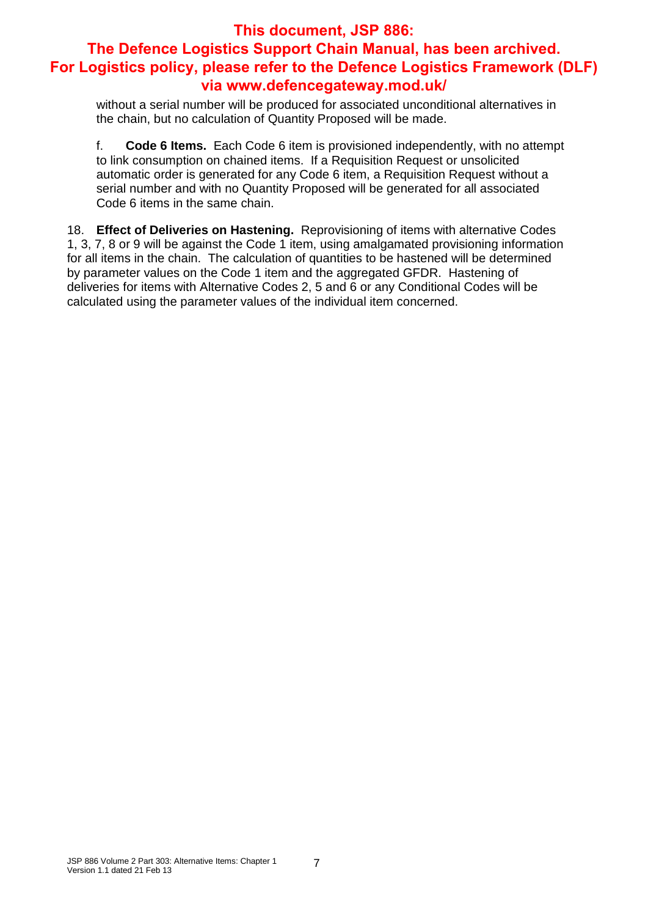without a serial number will be produced for associated unconditional alternatives in the chain, but no calculation of Quantity Proposed will be made.

f. **Code 6 Items.** Each Code 6 item is provisioned independently, with no attempt to link consumption on chained items. If a Requisition Request or unsolicited automatic order is generated for any Code 6 item, a Requisition Request without a serial number and with no Quantity Proposed will be generated for all associated Code 6 items in the same chain.

18. **Effect of Deliveries on Hastening.** Reprovisioning of items with alternative Codes 1, 3, 7, 8 or 9 will be against the Code 1 item, using amalgamated provisioning information for all items in the chain. The calculation of quantities to be hastened will be determined by parameter values on the Code 1 item and the aggregated GFDR. Hastening of deliveries for items with Alternative Codes 2, 5 and 6 or any Conditional Codes will be calculated using the parameter values of the individual item concerned.